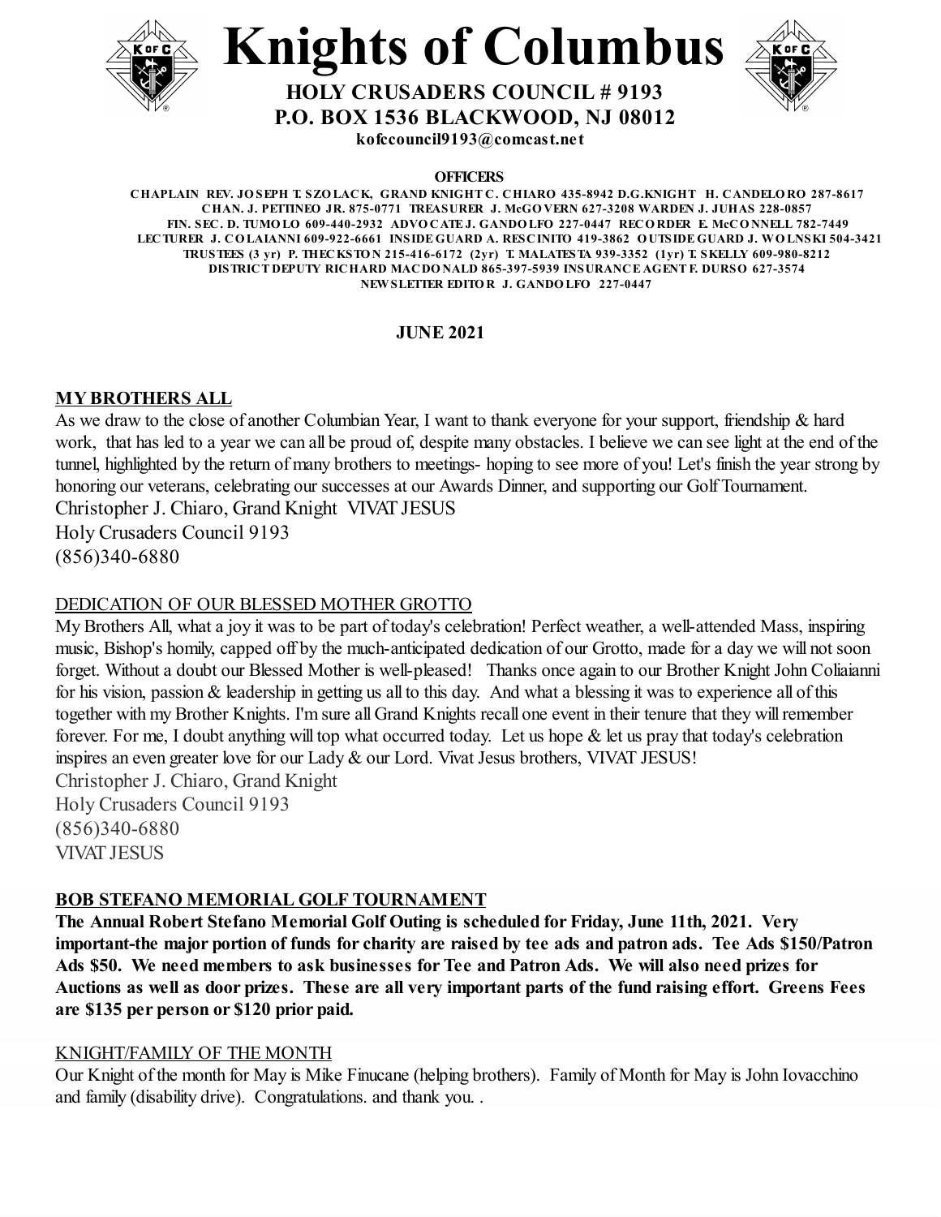# Knights of Columbus

**HOLY CRUSADERS COUNCIL # 9193**
**P.O. BOX 1536 BLACKWOOD, NJ 08012**
**kofccouncil9193@comcast.net**

**OFFICERS**

**CHAPLAIN REV. JOSEPH T. SZOLACK, GRAND KNIGHT C. CHIARO 435-8942 D.G.KNIGHT H. CANDELORO 287-8617**
**CHAN. J. PETTINEO JR. 875-0771 TREASURER J. McGOVERN 627-3208 WARDEN J. JUHAS 228-0857**
**FIN. SEC. D. TUMOLO 609-440-2932 ADVOCATE J. GANDOLFO 227-0447 RECORDER E. McCONNELL 782-7449**
**LECTURER J. COLAIANNI 609-922-6661 INSIDE GUARD A. RESCINITO 419-3862 OUTSIDE GUARD J. WOLNSKI 504-3421**
**TRUSTEES (3 yr) P. THECKSTON 215-416-6172 (2yr) T. MALATESTA 939-3352 (1yr) T. SKELLY 609-980-8212**
**DISTRICT DEPUTY RICHARD MACDONALD 865-397-5939 INSURANCE AGENT F. DURSO 627-3574**
**NEWSLETTER EDITOR J. GANDOLFO 227-0447**

**JUNE 2021**

## MY BROTHERS ALL

As we draw to the close of another Columbian Year, I want to thank everyone for your support, friendship & hard work, that has led to a year we can all be proud of, despite many obstacles. I believe we can see light at the end of the tunnel, highlighted by the return of many brothers to meetings- hoping to see more of you! Let's finish the year strong by honoring our veterans, celebrating our successes at our Awards Dinner, and supporting our Golf Tournament.

Christopher J. Chiaro, Grand Knight VIVAT JESUS
Holy Crusaders Council 9193
(856)340-6880

## DEDICATION OF OUR BLESSED MOTHER GROTTO

My Brothers All, what a joy it was to be part of today's celebration! Perfect weather, a well-attended Mass, inspiring music, Bishop's homily, capped off by the much-anticipated dedication of our Grotto, made for a day we will not soon forget. Without a doubt our Blessed Mother is well-pleased! Thanks once again to our Brother Knight John Coliaianni for his vision, passion & leadership in getting us all to this day. And what a blessing it was to experience all of this together with my Brother Knights. I'm sure all Grand Knights recall one event in their tenure that they will remember forever. For me, I doubt anything will top what occurred today. Let us hope & let us pray that today's celebration inspires an even greater love for our Lady & our Lord. Vivat Jesus brothers, VIVAT JESUS!

Christopher J. Chiaro, Grand Knight
Holy Crusaders Council 9193
(856)340-6880
VIVAT JESUS

## BOB STEFANO MEMORIAL GOLF TOURNAMENT

**The Annual Robert Stefano Memorial Golf Outing is scheduled for Friday, June 11th, 2021. Very important-the major portion of funds for charity are raised by tee ads and patron ads. Tee Ads $150/Patron Ads $50. We need members to ask businesses for Tee and Patron Ads. We will also need prizes for Auctions as well as door prizes. These are all very important parts of the fund raising effort. Greens Fees are $135 per person or $120 prior paid.**

## KNIGHT/FAMILY OF THE MONTH

Our Knight of the month for May is Mike Finucane (helping brothers). Family of Month for May is John Iovacchino and family (disability drive). Congratulations. and thank you. .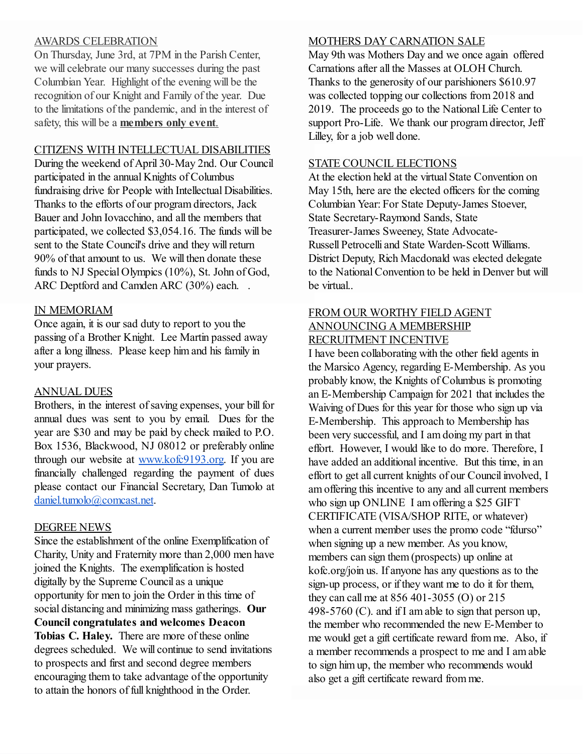AWARDS CELEBRATION

On Thursday, June 3rd, at 7PM in the Parish Center, we will celebrate our many successes during the past Columbian Year. Highlight of the evening will be the recognition of our Knight and Family of the year. Due to the limitations of the pandemic, and in the interest of safety, this will be a **members only event**.

CITIZENS WITH INTELLECTUAL DISABILITIES

During the weekend of April 30-May 2nd. Our Council participated in the annual Knights of Columbus fundraising drive for People with Intellectual Disabilities. Thanks to the efforts of our program directors, Jack Bauer and John Iovacchino, and all the members that participated, we collected $3,054.16. The funds will be sent to the State Council's drive and they will return 90% of that amount to us. We will then donate these funds to NJ Special Olympics (10%), St. John of God, ARC Deptford and Camden ARC (30%) each. .

IN MEMORIAM

Once again, it is our sad duty to report to you the passing of a Brother Knight. Lee Martin passed away after a long illness. Please keep him and his family in your prayers.

ANNUAL DUES

Brothers, in the interest of saving expenses, your bill for annual dues was sent to you by email. Dues for the year are $30 and may be paid by check mailed to P.O. Box 1536, Blackwood, NJ 08012 or preferably online through our website at www.kofc9193.org. If you are financially challenged regarding the payment of dues please contact our Financial Secretary, Dan Tumolo at daniel.tumolo@comcast.net.

DEGREE NEWS

Since the establishment of the online Exemplification of Charity, Unity and Fraternity more than 2,000 men have joined the Knights. The exemplification is hosted digitally by the Supreme Council as a unique opportunity for men to join the Order in this time of social distancing and minimizing mass gatherings. **Our Council congratulates and welcomes Deacon Tobias C. Haley.** There are more of these online degrees scheduled. We will continue to send invitations to prospects and first and second degree members encouraging them to take advantage of the opportunity to attain the honors of full knighthood in the Order.

MOTHERS DAY CARNATION SALE

May 9th was Mothers Day and we once again offered Carnations after all the Masses at OLOH Church. Thanks to the generosity of our parishioners $610.97 was collected topping our collections from 2018 and 2019. The proceeds go to the National Life Center to support Pro-Life. We thank our program director, Jeff Lilley, for a job well done.

STATE COUNCIL ELECTIONS

At the election held at the virtual State Convention on May 15th, here are the elected officers for the coming Columbian Year: For State Deputy-James Stoever, State Secretary-Raymond Sands, State Treasurer-James Sweeney, State Advocate-Russell Petrocelli and State Warden-Scott Williams. District Deputy, Rich Macdonald was elected delegate to the National Convention to be held in Denver but will be virtual..

FROM OUR WORTHY FIELD AGENT ANNOUNCING A MEMBERSHIP RECRUITMENT INCENTIVE

I have been collaborating with the other field agents in the Marsico Agency, regarding E-Membership. As you probably know, the Knights of Columbus is promoting an E-Membership Campaign for 2021 that includes the Waiving of Dues for this year for those who sign up via E-Membership. This approach to Membership has been very successful, and I am doing my part in that effort. However, I would like to do more. Therefore, I have added an additional incentive. But this time, in an effort to get all current knights of our Council involved, I am offering this incentive to any and all current members who sign up ONLINE I am offering a $25 GIFT CERTIFICATE (VISA/SHOP RITE, or whatever) when a current member uses the promo code "fdurso" when signing up a new member. As you know, members can sign them (prospects) up online at kofc.org/join us. If anyone has any questions as to the sign-up process, or if they want me to do it for them, they can call me at 856 401-3055 (O) or 215 498-5760 (C). and if I am able to sign that person up, the member who recommended the new E-Member to me would get a gift certificate reward from me. Also, if a member recommends a prospect to me and I am able to sign him up, the member who recommends would also get a gift certificate reward from me.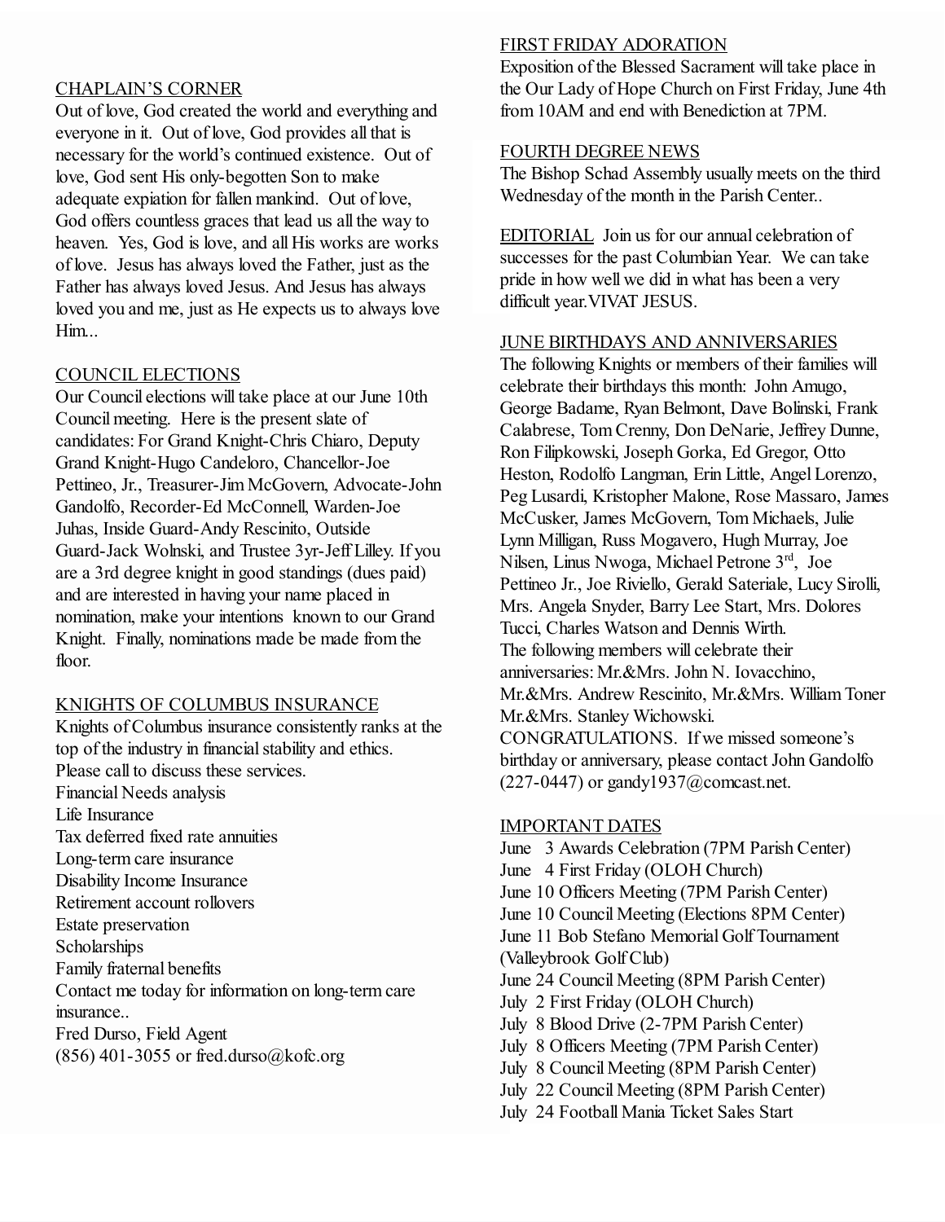## CHAPLAIN'S CORNER

Out of love, God created the world and everything and everyone in it. Out of love, God provides all that is necessary for the world's continued existence. Out of love, God sent His only-begotten Son to make adequate expiation for fallen mankind. Out of love, God offers countless graces that lead us all the way to heaven. Yes, God is love, and all His works are works of love. Jesus has always loved the Father, just as the Father has always loved Jesus. And Jesus has always loved you and me, just as He expects us to always love Him...

## COUNCIL ELECTIONS

Our Council elections will take place at our June 10th Council meeting. Here is the present slate of candidates: For Grand Knight-Chris Chiaro, Deputy Grand Knight-Hugo Candeloro, Chancellor-Joe Pettineo, Jr., Treasurer-Jim McGovern, Advocate-John Gandolfo, Recorder-Ed McConnell, Warden-Joe Juhas, Inside Guard-Andy Rescinito, Outside Guard-Jack Wolnski, and Trustee 3yr-Jeff Lilley. If you are a 3rd degree knight in good standings (dues paid) and are interested in having your name placed in nomination, make your intentions known to our Grand Knight. Finally, nominations made be made from the floor.

## KNIGHTS OF COLUMBUS INSURANCE

Knights of Columbus insurance consistently ranks at the top of the industry in financial stability and ethics. Please call to discuss these services.

Financial Needs analysis
Life Insurance
Tax deferred fixed rate annuities
Long-term care insurance
Disability Income Insurance
Retirement account rollovers
Estate preservation
Scholarships
Family fraternal benefits

Contact me today for information on long-term care insurance..

Fred Durso, Field Agent
(856) 401-3055 or fred.durso@kofc.org

## FIRST FRIDAY ADORATION

Exposition of the Blessed Sacrament will take place in the Our Lady of Hope Church on First Friday, June 4th from 10AM and end with Benediction at 7PM.

## FOURTH DEGREE NEWS

The Bishop Schad Assembly usually meets on the third Wednesday of the month in the Parish Center..

## EDITORIAL

Join us for our annual celebration of successes for the past Columbian Year. We can take pride in how well we did in what has been a very difficult year.VIVAT JESUS.

## JUNE BIRTHDAYS AND ANNIVERSARIES

The following Knights or members of their families will celebrate their birthdays this month: John Amugo, George Badame, Ryan Belmont, Dave Bolinski, Frank Calabrese, Tom Crenny, Don DeNarie, Jeffrey Dunne, Ron Filipkowski, Joseph Gorka, Ed Gregor, Otto Heston, Rodolfo Langman, Erin Little, Angel Lorenzo, Peg Lusardi, Kristopher Malone, Rose Massaro, James McCusker, James McGovern, Tom Michaels, Julie Lynn Milligan, Russ Mogavero, Hugh Murray, Joe Nilsen, Linus Nwoga, Michael Petrone 3rd, Joe Pettineo Jr., Joe Riviello, Gerald Sateriale, Lucy Sirolli, Mrs. Angela Snyder, Barry Lee Start, Mrs. Dolores Tucci, Charles Watson and Dennis Wirth.

The following members will celebrate their anniversaries: Mr.&Mrs. John N. Iovacchino, Mr.&Mrs. Andrew Rescinito, Mr.&Mrs. William Toner Mr.&Mrs. Stanley Wichowski.

CONGRATULATIONS. If we missed someone's birthday or anniversary, please contact John Gandolfo (227-0447) or gandy1937@comcast.net.

## IMPORTANT DATES

June 3 Awards Celebration (7PM Parish Center)
June 4 First Friday (OLOH Church)
June 10 Officers Meeting (7PM Parish Center)
June 10 Council Meeting (Elections 8PM Center)
June 11 Bob Stefano Memorial Golf Tournament (Valleybrook Golf Club)
June 24 Council Meeting (8PM Parish Center)
July 2 First Friday (OLOH Church)
July 8 Blood Drive (2-7PM Parish Center)
July 8 Officers Meeting (7PM Parish Center)
July 8 Council Meeting (8PM Parish Center)
July 22 Council Meeting (8PM Parish Center)
July 24 Football Mania Ticket Sales Start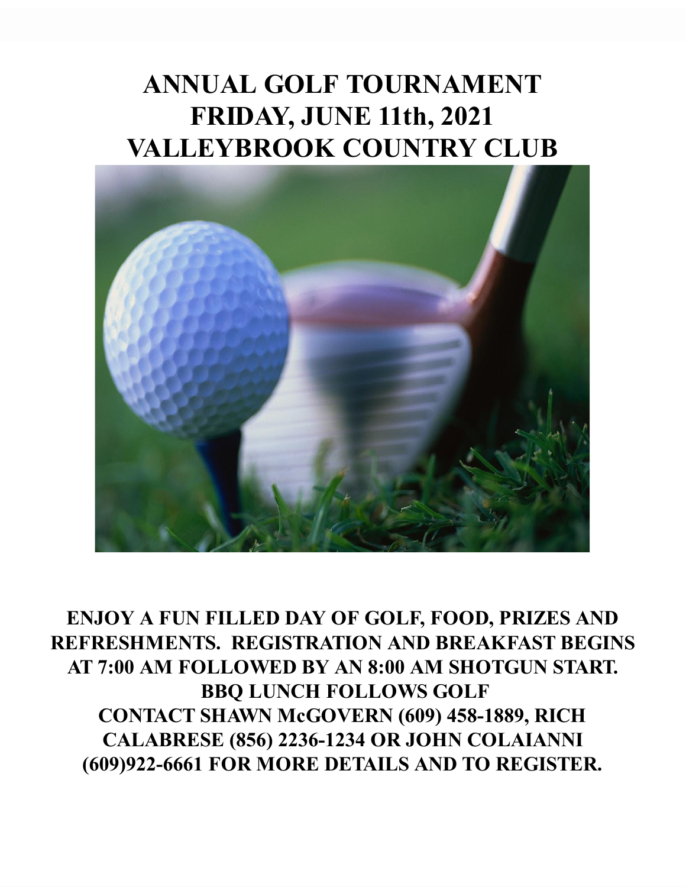# ANNUAL GOLF TOURNAMENT
# FRIDAY, JUNE 11th, 2021
# VALLEYBROOK COUNTRY CLUB

**ENJOY A FUN FILLED DAY OF GOLF, FOOD, PRIZES AND REFRESHMENTS. REGISTRATION AND BREAKFAST BEGINS AT 7:00 AM FOLLOWED BY AN 8:00 AM SHOTGUN START.**

**BBQ LUNCH FOLLOWS GOLF**

**CONTACT SHAWN McGOVERN (609) 458-1889, RICH CALABRESE (856) 2236-1234 OR JOHN COLAIANNI (609)922-6661 FOR MORE DETAILS AND TO REGISTER.**